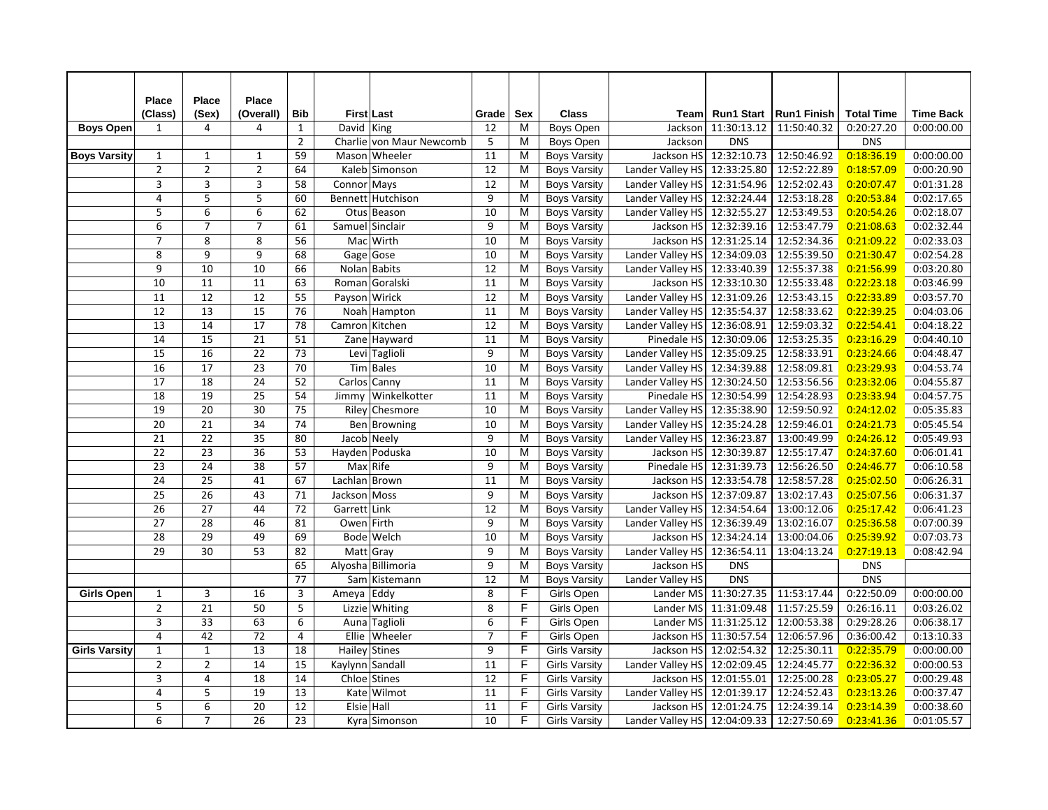| | Place (Class) | Place (Sex) | Place (Overall) | Bib | First | Last | Grade | Sex | Class | Team | Run1 Start | Run1 Finish | Total Time | Time Back |
|---|---|---|---|---|---|---|---|---|---|---|---|---|---|---|
| **Boys Open** | 1 | 4 | 4 | 1 | David | King | 12 | M | Boys Open | Jackson | 11:30:13.12 | 11:50:40.32 | 0:20:27.20 | 0:00:00.00 |
| | | | | 2 | Charlie | von Maur Newcomb | 5 | M | Boys Open | Jackson | DNS | | DNS | |
| **Boys Varsity** | 1 | 1 | 1 | 59 | Mason | Wheeler | 11 | M | Boys Varsity | Jackson HS | 12:32:10.73 | 12:50:46.92 | 0:18:36.19 | 0:00:00.00 |
| | 2 | 2 | 2 | 64 | Kaleb | Simonson | 12 | M | Boys Varsity | Lander Valley HS | 12:33:25.80 | 12:52:22.89 | 0:18:57.09 | 0:00:20.90 |
| | 3 | 3 | 3 | 58 | Connor | Mays | 12 | M | Boys Varsity | Lander Valley HS | 12:31:54.96 | 12:52:02.43 | 0:20:07.47 | 0:01:31.28 |
| | 4 | 5 | 5 | 60 | Bennett | Hutchison | 9 | M | Boys Varsity | Lander Valley HS | 12:32:24.44 | 12:53:18.28 | 0:20:53.84 | 0:02:17.65 |
| | 5 | 6 | 6 | 62 | Otus | Beason | 10 | M | Boys Varsity | Lander Valley HS | 12:32:55.27 | 12:53:49.53 | 0:20:54.26 | 0:02:18.07 |
| | 6 | 7 | 7 | 61 | Samuel | Sinclair | 9 | M | Boys Varsity | Jackson HS | 12:32:39.16 | 12:53:47.79 | 0:21:08.63 | 0:02:32.44 |
| | 7 | 8 | 8 | 56 | Mac | Wirth | 10 | M | Boys Varsity | Jackson HS | 12:31:25.14 | 12:52:34.36 | 0:21:09.22 | 0:02:33.03 |
| | 8 | 9 | 9 | 68 | Gage | Gose | 10 | M | Boys Varsity | Lander Valley HS | 12:34:09.03 | 12:55:39.50 | 0:21:30.47 | 0:02:54.28 |
| | 9 | 10 | 10 | 66 | Nolan | Babits | 12 | M | Boys Varsity | Lander Valley HS | 12:33:40.39 | 12:55:37.38 | 0:21:56.99 | 0:03:20.80 |
| | 10 | 11 | 11 | 63 | Roman | Goralski | 11 | M | Boys Varsity | Jackson HS | 12:33:10.30 | 12:55:33.48 | 0:22:23.18 | 0:03:46.99 |
| | 11 | 12 | 12 | 55 | Payson | Wirick | 12 | M | Boys Varsity | Lander Valley HS | 12:31:09.26 | 12:53:43.15 | 0:22:33.89 | 0:03:57.70 |
| | 12 | 13 | 15 | 76 | Noah | Hampton | 11 | M | Boys Varsity | Lander Valley HS | 12:35:54.37 | 12:58:33.62 | 0:22:39.25 | 0:04:03.06 |
| | 13 | 14 | 17 | 78 | Camron | Kitchen | 12 | M | Boys Varsity | Lander Valley HS | 12:36:08.91 | 12:59:03.32 | 0:22:54.41 | 0:04:18.22 |
| | 14 | 15 | 21 | 51 | Zane | Hayward | 11 | M | Boys Varsity | Pinedale HS | 12:30:09.06 | 12:53:25.35 | 0:23:16.29 | 0:04:40.10 |
| | 15 | 16 | 22 | 73 | Levi | Taglioli | 9 | M | Boys Varsity | Lander Valley HS | 12:35:09.25 | 12:58:33.91 | 0:23:24.66 | 0:04:48.47 |
| | 16 | 17 | 23 | 70 | Tim | Bales | 10 | M | Boys Varsity | Lander Valley HS | 12:34:39.88 | 12:58:09.81 | 0:23:29.93 | 0:04:53.74 |
| | 17 | 18 | 24 | 52 | Carlos | Canny | 11 | M | Boys Varsity | Lander Valley HS | 12:30:24.50 | 12:53:56.56 | 0:23:32.06 | 0:04:55.87 |
| | 18 | 19 | 25 | 54 | Jimmy | Winkelkotter | 11 | M | Boys Varsity | Pinedale HS | 12:30:54.99 | 12:54:28.93 | 0:23:33.94 | 0:04:57.75 |
| | 19 | 20 | 30 | 75 | Riley | Chesmore | 10 | M | Boys Varsity | Lander Valley HS | 12:35:38.90 | 12:59:50.92 | 0:24:12.02 | 0:05:35.83 |
| | 20 | 21 | 34 | 74 | Ben | Browning | 10 | M | Boys Varsity | Lander Valley HS | 12:35:24.28 | 12:59:46.01 | 0:24:21.73 | 0:05:45.54 |
| | 21 | 22 | 35 | 80 | Jacob | Neely | 9 | M | Boys Varsity | Lander Valley HS | 12:36:23.87 | 13:00:49.99 | 0:24:26.12 | 0:05:49.93 |
| | 22 | 23 | 36 | 53 | Hayden | Poduska | 10 | M | Boys Varsity | Jackson HS | 12:30:39.87 | 12:55:17.47 | 0:24:37.60 | 0:06:01.41 |
| | 23 | 24 | 38 | 57 | Max | Rife | 9 | M | Boys Varsity | Pinedale HS | 12:31:39.73 | 12:56:26.50 | 0:24:46.77 | 0:06:10.58 |
| | 24 | 25 | 41 | 67 | Lachlan | Brown | 11 | M | Boys Varsity | Jackson HS | 12:33:54.78 | 12:58:57.28 | 0:25:02.50 | 0:06:26.31 |
| | 25 | 26 | 43 | 71 | Jackson | Moss | 9 | M | Boys Varsity | Jackson HS | 12:37:09.87 | 13:02:17.43 | 0:25:07.56 | 0:06:31.37 |
| | 26 | 27 | 44 | 72 | Garrett | Link | 12 | M | Boys Varsity | Lander Valley HS | 12:34:54.64 | 13:00:12.06 | 0:25:17.42 | 0:06:41.23 |
| | 27 | 28 | 46 | 81 | Owen | Firth | 9 | M | Boys Varsity | Lander Valley HS | 12:36:39.49 | 13:02:16.07 | 0:25:36.58 | 0:07:00.39 |
| | 28 | 29 | 49 | 69 | Bode | Welch | 10 | M | Boys Varsity | Jackson HS | 12:34:24.14 | 13:00:04.06 | 0:25:39.92 | 0:07:03.73 |
| | 29 | 30 | 53 | 82 | Matt | Gray | 9 | M | Boys Varsity | Lander Valley HS | 12:36:54.11 | 13:04:13.24 | 0:27:19.13 | 0:08:42.94 |
| | | | | 65 | Alyosha | Billimoria | 9 | M | Boys Varsity | Jackson HS | DNS | | DNS | |
| | | | | 77 | Sam | Kistemann | 12 | M | Boys Varsity | Lander Valley HS | DNS | | DNS | |
| **Girls Open** | 1 | 3 | 16 | 3 | Ameya | Eddy | 8 | F | Girls Open | Lander MS | 11:30:27.35 | 11:53:17.44 | 0:22:50.09 | 0:00:00.00 |
| | 2 | 21 | 50 | 5 | Lizzie | Whiting | 8 | F | Girls Open | Lander MS | 11:31:09.48 | 11:57:25.59 | 0:26:16.11 | 0:03:26.02 |
| | 3 | 33 | 63 | 6 | Auna | Taglioli | 6 | F | Girls Open | Lander MS | 11:31:25.12 | 12:00:53.38 | 0:29:28.26 | 0:06:38.17 |
| | 4 | 42 | 72 | 4 | Ellie | Wheeler | 7 | F | Girls Open | Jackson HS | 11:30:57.54 | 12:06:57.96 | 0:36:00.42 | 0:13:10.33 |
| **Girls Varsity** | 1 | 1 | 13 | 18 | Hailey | Stines | 9 | F | Girls Varsity | Jackson HS | 12:02:54.32 | 12:25:30.11 | 0:22:35.79 | 0:00:00.00 |
| | 2 | 2 | 14 | 15 | Kaylynn | Sandall | 11 | F | Girls Varsity | Lander Valley HS | 12:02:09.45 | 12:24:45.77 | 0:22:36.32 | 0:00:00.53 |
| | 3 | 4 | 18 | 14 | Chloe | Stines | 12 | F | Girls Varsity | Jackson HS | 12:01:55.01 | 12:25:00.28 | 0:23:05.27 | 0:00:29.48 |
| | 4 | 5 | 19 | 13 | Kate | Wilmot | 11 | F | Girls Varsity | Lander Valley HS | 12:01:39.17 | 12:24:52.43 | 0:23:13.26 | 0:00:37.47 |
| | 5 | 6 | 20 | 12 | Elsie | Hall | 11 | F | Girls Varsity | Jackson HS | 12:01:24.75 | 12:24:39.14 | 0:23:14.39 | 0:00:38.60 |
| | 6 | 7 | 26 | 23 | Kyra | Simonson | 10 | F | Girls Varsity | Lander Valley HS | 12:04:09.33 | 12:27:50.69 | 0:23:41.36 | 0:01:05.57 |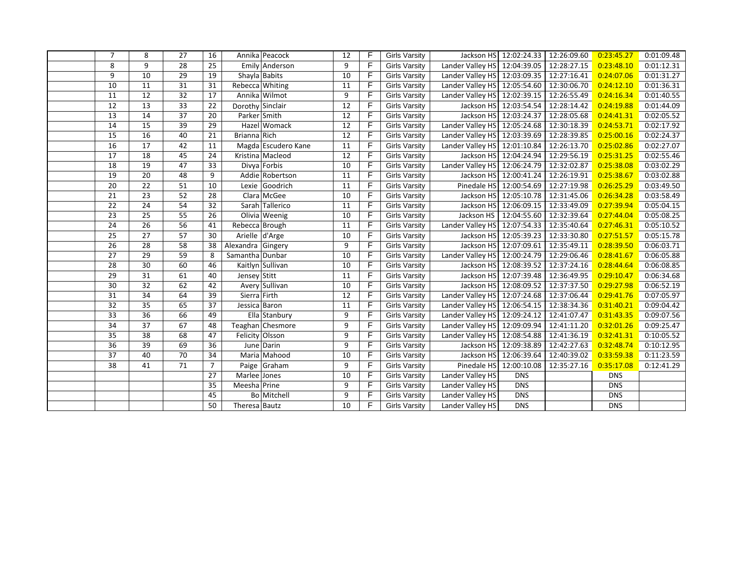| | | | | | | | | | | | | | | |
|---|---|---|---|---|---|---|---|---|---|---|---|---|---|---|
| | 7 | 8 | 27 | 16 | Annika | Peacock | 12 | F | Girls Varsity | Jackson HS | 12:02:24.33 | 12:26:09.60 | 0:23:45.27 | 0:01:09.48 |
| | 8 | 9 | 28 | 25 | Emily | Anderson | 9 | F | Girls Varsity | Lander Valley HS | 12:04:39.05 | 12:28:27.15 | 0:23:48.10 | 0:01:12.31 |
| | 9 | 10 | 29 | 19 | Shayla | Babits | 10 | F | Girls Varsity | Lander Valley HS | 12:03:09.35 | 12:27:16.41 | 0:24:07.06 | 0:01:31.27 |
| | 10 | 11 | 31 | 31 | Rebecca | Whiting | 11 | F | Girls Varsity | Lander Valley HS | 12:05:54.60 | 12:30:06.70 | 0:24:12.10 | 0:01:36.31 |
| | 11 | 12 | 32 | 17 | Annika | Wilmot | 9 | F | Girls Varsity | Lander Valley HS | 12:02:39.15 | 12:26:55.49 | 0:24:16.34 | 0:01:40.55 |
| | 12 | 13 | 33 | 22 | Dorothy | Sinclair | 12 | F | Girls Varsity | Jackson HS | 12:03:54.54 | 12:28:14.42 | 0:24:19.88 | 0:01:44.09 |
| | 13 | 14 | 37 | 20 | Parker | Smith | 12 | F | Girls Varsity | Jackson HS | 12:03:24.37 | 12:28:05.68 | 0:24:41.31 | 0:02:05.52 |
| | 14 | 15 | 39 | 29 | Hazel | Womack | 12 | F | Girls Varsity | Lander Valley HS | 12:05:24.68 | 12:30:18.39 | 0:24:53.71 | 0:02:17.92 |
| | 15 | 16 | 40 | 21 | Brianna | Rich | 12 | F | Girls Varsity | Lander Valley HS | 12:03:39.69 | 12:28:39.85 | 0:25:00.16 | 0:02:24.37 |
| | 16 | 17 | 42 | 11 | Magda | Escudero Kane | 11 | F | Girls Varsity | Lander Valley HS | 12:01:10.84 | 12:26:13.70 | 0:25:02.86 | 0:02:27.07 |
| | 17 | 18 | 45 | 24 | Kristina | Macleod | 12 | F | Girls Varsity | Jackson HS | 12:04:24.94 | 12:29:56.19 | 0:25:31.25 | 0:02:55.46 |
| | 18 | 19 | 47 | 33 | Divya | Forbis | 10 | F | Girls Varsity | Lander Valley HS | 12:06:24.79 | 12:32:02.87 | 0:25:38.08 | 0:03:02.29 |
| | 19 | 20 | 48 | 9 | Addie | Robertson | 11 | F | Girls Varsity | Jackson HS | 12:00:41.24 | 12:26:19.91 | 0:25:38.67 | 0:03:02.88 |
| | 20 | 22 | 51 | 10 | Lexie | Goodrich | 11 | F | Girls Varsity | Pinedale HS | 12:00:54.69 | 12:27:19.98 | 0:26:25.29 | 0:03:49.50 |
| | 21 | 23 | 52 | 28 | Clara | McGee | 10 | F | Girls Varsity | Jackson HS | 12:05:10.78 | 12:31:45.06 | 0:26:34.28 | 0:03:58.49 |
| | 22 | 24 | 54 | 32 | Sarah | Tallerico | 11 | F | Girls Varsity | Jackson HS | 12:06:09.15 | 12:33:49.09 | 0:27:39.94 | 0:05:04.15 |
| | 23 | 25 | 55 | 26 | Olivia | Weenig | 10 | F | Girls Varsity | Jackson HS | 12:04:55.60 | 12:32:39.64 | 0:27:44.04 | 0:05:08.25 |
| | 24 | 26 | 56 | 41 | Rebecca | Brough | 11 | F | Girls Varsity | Lander Valley HS | 12:07:54.33 | 12:35:40.64 | 0:27:46.31 | 0:05:10.52 |
| | 25 | 27 | 57 | 30 | Arielle | d'Arge | 10 | F | Girls Varsity | Jackson HS | 12:05:39.23 | 12:33:30.80 | 0:27:51.57 | 0:05:15.78 |
| | 26 | 28 | 58 | 38 | Alexandra | Gingery | 9 | F | Girls Varsity | Jackson HS | 12:07:09.61 | 12:35:49.11 | 0:28:39.50 | 0:06:03.71 |
| | 27 | 29 | 59 | 8 | Samantha | Dunbar | 10 | F | Girls Varsity | Lander Valley HS | 12:00:24.79 | 12:29:06.46 | 0:28:41.67 | 0:06:05.88 |
| | 28 | 30 | 60 | 46 | Kaitlyn | Sullivan | 10 | F | Girls Varsity | Jackson HS | 12:08:39.52 | 12:37:24.16 | 0:28:44.64 | 0:06:08.85 |
| | 29 | 31 | 61 | 40 | Jensey | Stitt | 11 | F | Girls Varsity | Jackson HS | 12:07:39.48 | 12:36:49.95 | 0:29:10.47 | 0:06:34.68 |
| | 30 | 32 | 62 | 42 | Avery | Sullivan | 10 | F | Girls Varsity | Jackson HS | 12:08:09.52 | 12:37:37.50 | 0:29:27.98 | 0:06:52.19 |
| | 31 | 34 | 64 | 39 | Sierra | Firth | 12 | F | Girls Varsity | Lander Valley HS | 12:07:24.68 | 12:37:06.44 | 0:29:41.76 | 0:07:05.97 |
| | 32 | 35 | 65 | 37 | Jessica | Baron | 11 | F | Girls Varsity | Lander Valley HS | 12:06:54.15 | 12:38:34.36 | 0:31:40.21 | 0:09:04.42 |
| | 33 | 36 | 66 | 49 | Ella | Stanbury | 9 | F | Girls Varsity | Lander Valley HS | 12:09:24.12 | 12:41:07.47 | 0:31:43.35 | 0:09:07.56 |
| | 34 | 37 | 67 | 48 | Teaghan | Chesmore | 9 | F | Girls Varsity | Lander Valley HS | 12:09:09.94 | 12:41:11.20 | 0:32:01.26 | 0:09:25.47 |
| | 35 | 38 | 68 | 47 | Felicity | Olsson | 9 | F | Girls Varsity | Lander Valley HS | 12:08:54.88 | 12:41:36.19 | 0:32:41.31 | 0:10:05.52 |
| | 36 | 39 | 69 | 36 | June | Darin | 9 | F | Girls Varsity | Jackson HS | 12:09:38.89 | 12:42:27.63 | 0:32:48.74 | 0:10:12.95 |
| | 37 | 40 | 70 | 34 | Maria | Mahood | 10 | F | Girls Varsity | Jackson HS | 12:06:39.64 | 12:40:39.02 | 0:33:59.38 | 0:11:23.59 |
| | 38 | 41 | 71 | 7 | Paige | Graham | 9 | F | Girls Varsity | Pinedale HS | 12:00:10.08 | 12:35:27.16 | 0:35:17.08 | 0:12:41.29 |
| | | | | 27 | Marlee | Jones | 10 | F | Girls Varsity | Lander Valley HS | DNS | | DNS | |
| | | | | 35 | Meesha | Prine | 9 | F | Girls Varsity | Lander Valley HS | DNS | | DNS | |
| | | | | 45 | Bo | Mitchell | 9 | F | Girls Varsity | Lander Valley HS | DNS | | DNS | |
| | | | | 50 | Theresa | Bautz | 10 | F | Girls Varsity | Lander Valley HS | DNS | | DNS | |